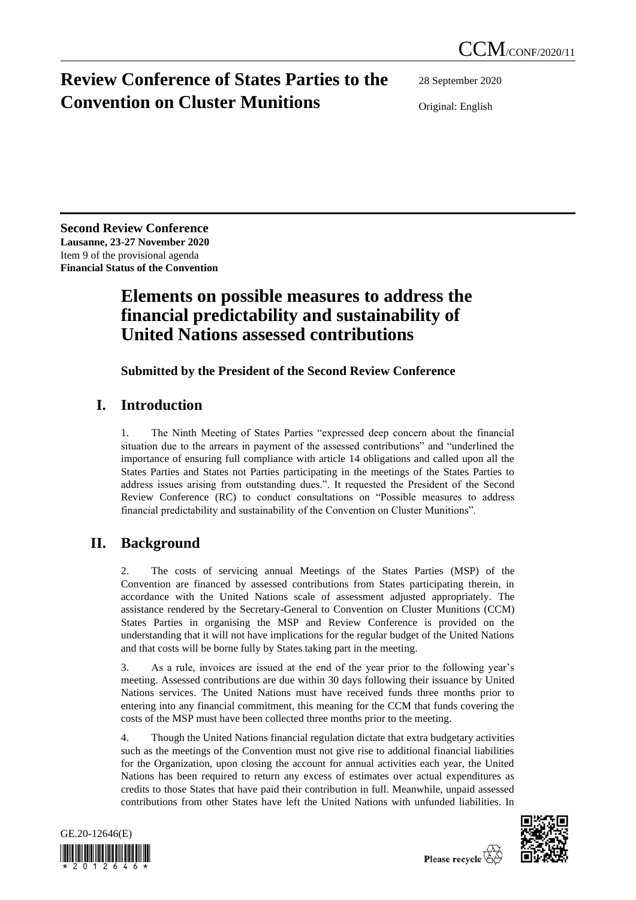# Review Conference of States Parties to the Convention on Cluster Munitions

CCM/CONF/2020/11

28 September 2020

Original: English

**Second Review Conference**
**Lausanne, 23-27 November 2020**
Item 9 of the provisional agenda
**Financial Status of the Convention**

## Elements on possible measures to address the financial predictability and sustainability of United Nations assessed contributions

### Submitted by the President of the Second Review Conference

## I. Introduction

1. The Ninth Meeting of States Parties "expressed deep concern about the financial situation due to the arrears in payment of the assessed contributions" and "underlined the importance of ensuring full compliance with article 14 obligations and called upon all the States Parties and States not Parties participating in the meetings of the States Parties to address issues arising from outstanding dues.". It requested the President of the Second Review Conference (RC) to conduct consultations on "Possible measures to address financial predictability and sustainability of the Convention on Cluster Munitions".

## II. Background

2. The costs of servicing annual Meetings of the States Parties (MSP) of the Convention are financed by assessed contributions from States participating therein, in accordance with the United Nations scale of assessment adjusted appropriately. The assistance rendered by the Secretary-General to Convention on Cluster Munitions (CCM) States Parties in organising the MSP and Review Conference is provided on the understanding that it will not have implications for the regular budget of the United Nations and that costs will be borne fully by States taking part in the meeting.

3. As a rule, invoices are issued at the end of the year prior to the following year's meeting. Assessed contributions are due within 30 days following their issuance by United Nations services. The United Nations must have received funds three months prior to entering into any financial commitment, this meaning for the CCM that funds covering the costs of the MSP must have been collected three months prior to the meeting.

4. Though the United Nations financial regulation dictate that extra budgetary activities such as the meetings of the Convention must not give rise to additional financial liabilities for the Organization, upon closing the account for annual activities each year, the United Nations has been required to return any excess of estimates over actual expenditures as credits to those States that have paid their contribution in full. Meanwhile, unpaid assessed contributions from other States have left the United Nations with unfunded liabilities. In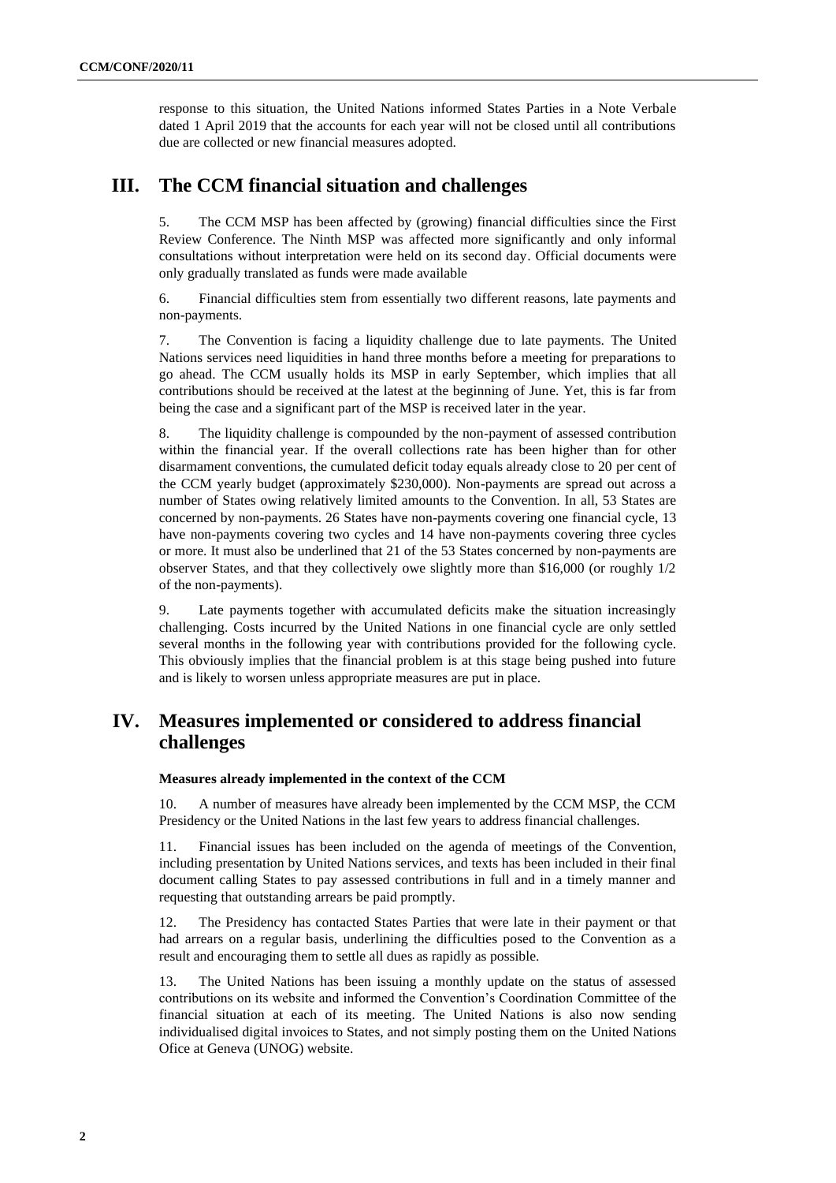response to this situation, the United Nations informed States Parties in a Note Verbale dated 1 April 2019 that the accounts for each year will not be closed until all contributions due are collected or new financial measures adopted.

## III. The CCM financial situation and challenges

5. The CCM MSP has been affected by (growing) financial difficulties since the First Review Conference. The Ninth MSP was affected more significantly and only informal consultations without interpretation were held on its second day. Official documents were only gradually translated as funds were made available

6. Financial difficulties stem from essentially two different reasons, late payments and non-payments.

7. The Convention is facing a liquidity challenge due to late payments. The United Nations services need liquidities in hand three months before a meeting for preparations to go ahead. The CCM usually holds its MSP in early September, which implies that all contributions should be received at the latest at the beginning of June. Yet, this is far from being the case and a significant part of the MSP is received later in the year.

8. The liquidity challenge is compounded by the non-payment of assessed contribution within the financial year. If the overall collections rate has been higher than for other disarmament conventions, the cumulated deficit today equals already close to 20 per cent of the CCM yearly budget (approximately $230,000). Non-payments are spread out across a number of States owing relatively limited amounts to the Convention. In all, 53 States are concerned by non-payments. 26 States have non-payments covering one financial cycle, 13 have non-payments covering two cycles and 14 have non-payments covering three cycles or more. It must also be underlined that 21 of the 53 States concerned by non-payments are observer States, and that they collectively owe slightly more than $16,000 (or roughly 1/2 of the non-payments).

9. Late payments together with accumulated deficits make the situation increasingly challenging. Costs incurred by the United Nations in one financial cycle are only settled several months in the following year with contributions provided for the following cycle. This obviously implies that the financial problem is at this stage being pushed into future and is likely to worsen unless appropriate measures are put in place.

## IV. Measures implemented or considered to address financial challenges

**Measures already implemented in the context of the CCM**

10. A number of measures have already been implemented by the CCM MSP, the CCM Presidency or the United Nations in the last few years to address financial challenges.

11. Financial issues has been included on the agenda of meetings of the Convention, including presentation by United Nations services, and texts has been included in their final document calling States to pay assessed contributions in full and in a timely manner and requesting that outstanding arrears be paid promptly.

12. The Presidency has contacted States Parties that were late in their payment or that had arrears on a regular basis, underlining the difficulties posed to the Convention as a result and encouraging them to settle all dues as rapidly as possible.

13. The United Nations has been issuing a monthly update on the status of assessed contributions on its website and informed the Convention's Coordination Committee of the financial situation at each of its meeting. The United Nations is also now sending individualised digital invoices to States, and not simply posting them on the United Nations Ofice at Geneva (UNOG) website.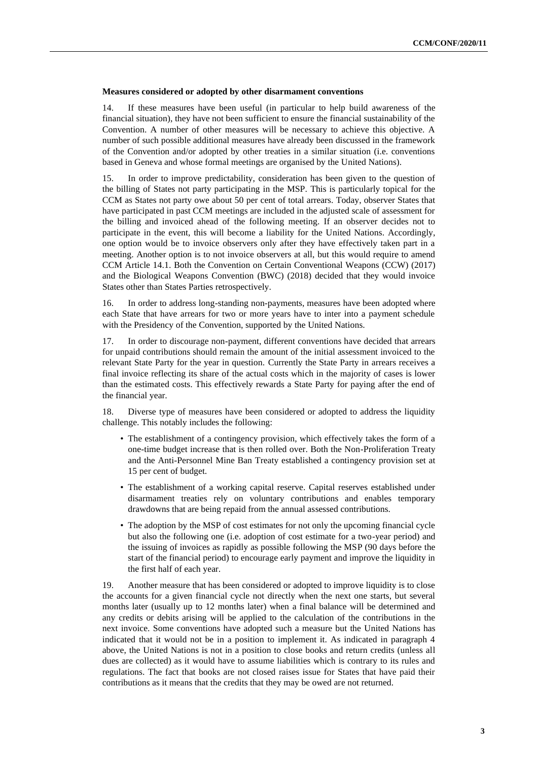**Measures considered or adopted by other disarmament conventions**

14. If these measures have been useful (in particular to help build awareness of the financial situation), they have not been sufficient to ensure the financial sustainability of the Convention. A number of other measures will be necessary to achieve this objective. A number of such possible additional measures have already been discussed in the framework of the Convention and/or adopted by other treaties in a similar situation (i.e. conventions based in Geneva and whose formal meetings are organised by the United Nations).

15. In order to improve predictability, consideration has been given to the question of the billing of States not party participating in the MSP. This is particularly topical for the CCM as States not party owe about 50 per cent of total arrears. Today, observer States that have participated in past CCM meetings are included in the adjusted scale of assessment for the billing and invoiced ahead of the following meeting. If an observer decides not to participate in the event, this will become a liability for the United Nations. Accordingly, one option would be to invoice observers only after they have effectively taken part in a meeting. Another option is to not invoice observers at all, but this would require to amend CCM Article 14.1. Both the Convention on Certain Conventional Weapons (CCW) (2017) and the Biological Weapons Convention (BWC) (2018) decided that they would invoice States other than States Parties retrospectively.

16. In order to address long-standing non-payments, measures have been adopted where each State that have arrears for two or more years have to inter into a payment schedule with the Presidency of the Convention, supported by the United Nations.

17. In order to discourage non-payment, different conventions have decided that arrears for unpaid contributions should remain the amount of the initial assessment invoiced to the relevant State Party for the year in question. Currently the State Party in arrears receives a final invoice reflecting its share of the actual costs which in the majority of cases is lower than the estimated costs. This effectively rewards a State Party for paying after the end of the financial year.

18. Diverse type of measures have been considered or adopted to address the liquidity challenge. This notably includes the following:

- The establishment of a contingency provision, which effectively takes the form of a one-time budget increase that is then rolled over. Both the Non-Proliferation Treaty and the Anti-Personnel Mine Ban Treaty established a contingency provision set at 15 per cent of budget.
- The establishment of a working capital reserve. Capital reserves established under disarmament treaties rely on voluntary contributions and enables temporary drawdowns that are being repaid from the annual assessed contributions.
- The adoption by the MSP of cost estimates for not only the upcoming financial cycle but also the following one (i.e. adoption of cost estimate for a two-year period) and the issuing of invoices as rapidly as possible following the MSP (90 days before the start of the financial period) to encourage early payment and improve the liquidity in the first half of each year.

19. Another measure that has been considered or adopted to improve liquidity is to close the accounts for a given financial cycle not directly when the next one starts, but several months later (usually up to 12 months later) when a final balance will be determined and any credits or debits arising will be applied to the calculation of the contributions in the next invoice. Some conventions have adopted such a measure but the United Nations has indicated that it would not be in a position to implement it. As indicated in paragraph 4 above, the United Nations is not in a position to close books and return credits (unless all dues are collected) as it would have to assume liabilities which is contrary to its rules and regulations. The fact that books are not closed raises issue for States that have paid their contributions as it means that the credits that they may be owed are not returned.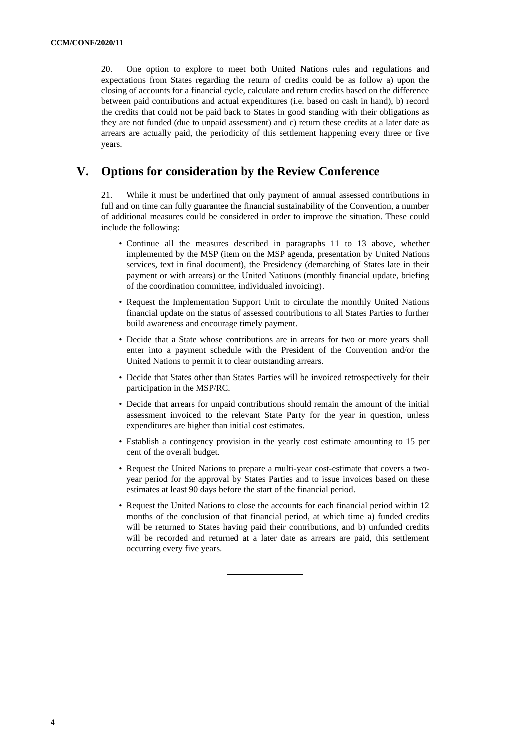20. One option to explore to meet both United Nations rules and regulations and expectations from States regarding the return of credits could be as follow a) upon the closing of accounts for a financial cycle, calculate and return credits based on the difference between paid contributions and actual expenditures (i.e. based on cash in hand), b) record the credits that could not be paid back to States in good standing with their obligations as they are not funded (due to unpaid assessment) and c) return these credits at a later date as arrears are actually paid, the periodicity of this settlement happening every three or five years.

## V. Options for consideration by the Review Conference

21. While it must be underlined that only payment of annual assessed contributions in full and on time can fully guarantee the financial sustainability of the Convention, a number of additional measures could be considered in order to improve the situation. These could include the following:

- Continue all the measures described in paragraphs 11 to 13 above, whether implemented by the MSP (item on the MSP agenda, presentation by United Nations services, text in final document), the Presidency (demarching of States late in their payment or with arrears) or the United Natiuons (monthly financial update, briefing of the coordination committee, individualed invoicing).
- Request the Implementation Support Unit to circulate the monthly United Nations financial update on the status of assessed contributions to all States Parties to further build awareness and encourage timely payment.
- Decide that a State whose contributions are in arrears for two or more years shall enter into a payment schedule with the President of the Convention and/or the United Nations to permit it to clear outstanding arrears.
- Decide that States other than States Parties will be invoiced retrospectively for their participation in the MSP/RC.
- Decide that arrears for unpaid contributions should remain the amount of the initial assessment invoiced to the relevant State Party for the year in question, unless expenditures are higher than initial cost estimates.
- Establish a contingency provision in the yearly cost estimate amounting to 15 per cent of the overall budget.
- Request the United Nations to prepare a multi-year cost-estimate that covers a two-year period for the approval by States Parties and to issue invoices based on these estimates at least 90 days before the start of the financial period.
- Request the United Nations to close the accounts for each financial period within 12 months of the conclusion of that financial period, at which time a) funded credits will be returned to States having paid their contributions, and b) unfunded credits will be recorded and returned at a later date as arrears are paid, this settlement occurring every five years.